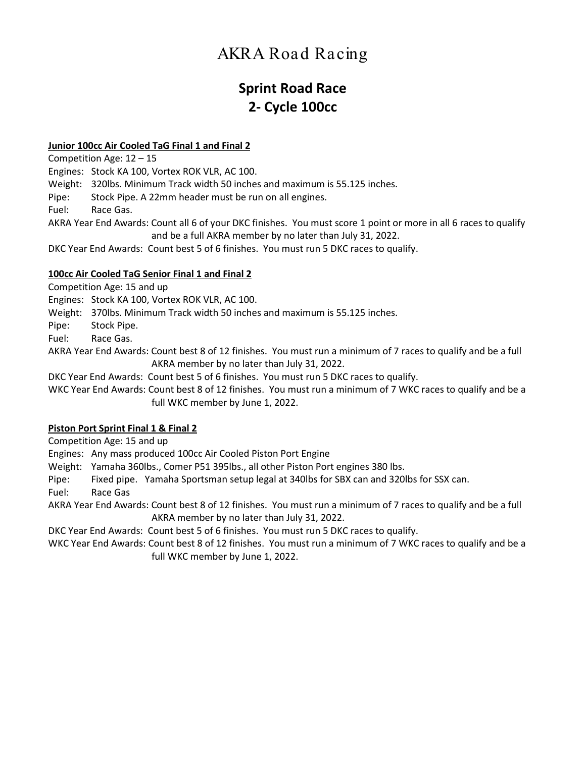# AKRA Road Racing

## Sprint Road Race
## 2- Cycle 100cc

**Junior 100cc Air Cooled TaG Final 1 and Final 2**

Competition Age: 12 – 15

Engines: Stock KA 100, Vortex ROK VLR, AC 100.

Weight: 320lbs. Minimum Track width 50 inches and maximum is 55.125 inches.

Pipe: Stock Pipe. A 22mm header must be run on all engines.

Fuel: Race Gas.

AKRA Year End Awards: Count all 6 of your DKC finishes. You must score 1 point or more in all 6 races to qualify and be a full AKRA member by no later than July 31, 2022.

DKC Year End Awards: Count best 5 of 6 finishes. You must run 5 DKC races to qualify.

**100cc Air Cooled TaG Senior Final 1 and Final 2**

Competition Age: 15 and up

Engines: Stock KA 100, Vortex ROK VLR, AC 100.

Weight: 370lbs. Minimum Track width 50 inches and maximum is 55.125 inches.

Pipe: Stock Pipe.

Fuel: Race Gas.

AKRA Year End Awards: Count best 8 of 12 finishes. You must run a minimum of 7 races to qualify and be a full AKRA member by no later than July 31, 2022.

DKC Year End Awards: Count best 5 of 6 finishes. You must run 5 DKC races to qualify.

WKC Year End Awards: Count best 8 of 12 finishes. You must run a minimum of 7 WKC races to qualify and be a full WKC member by June 1, 2022.

**Piston Port Sprint Final 1 & Final 2**

Competition Age: 15 and up

Engines: Any mass produced 100cc Air Cooled Piston Port Engine

Weight: Yamaha 360lbs., Comer P51 395lbs., all other Piston Port engines 380 lbs.

Pipe: Fixed pipe. Yamaha Sportsman setup legal at 340lbs for SBX can and 320lbs for SSX can.

Fuel: Race Gas

AKRA Year End Awards: Count best 8 of 12 finishes. You must run a minimum of 7 races to qualify and be a full AKRA member by no later than July 31, 2022.

DKC Year End Awards: Count best 5 of 6 finishes. You must run 5 DKC races to qualify.

WKC Year End Awards: Count best 8 of 12 finishes. You must run a minimum of 7 WKC races to qualify and be a full WKC member by June 1, 2022.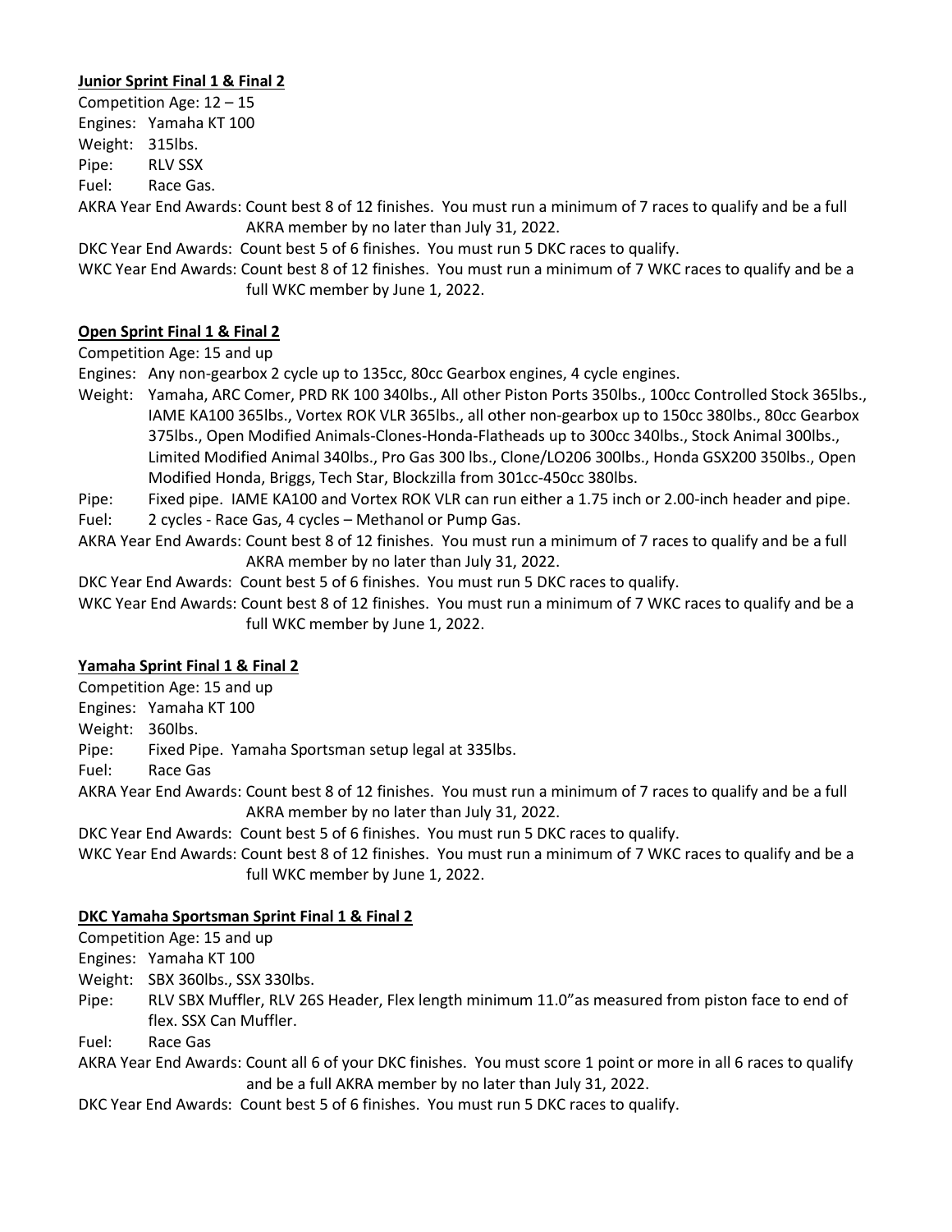**Junior Sprint Final 1 & Final 2**

Competition Age: 12 – 15

Engines: Yamaha KT 100

Weight: 315lbs.

Pipe: RLV SSX

Fuel: Race Gas.

AKRA Year End Awards: Count best 8 of 12 finishes. You must run a minimum of 7 races to qualify and be a full AKRA member by no later than July 31, 2022.

DKC Year End Awards: Count best 5 of 6 finishes. You must run 5 DKC races to qualify.

WKC Year End Awards: Count best 8 of 12 finishes. You must run a minimum of 7 WKC races to qualify and be a full WKC member by June 1, 2022.

**Open Sprint Final 1 & Final 2**

Competition Age: 15 and up

Engines: Any non-gearbox 2 cycle up to 135cc, 80cc Gearbox engines, 4 cycle engines.

Weight: Yamaha, ARC Comer, PRD RK 100 340lbs., All other Piston Ports 350lbs., 100cc Controlled Stock 365lbs., IAME KA100 365lbs., Vortex ROK VLR 365lbs., all other non-gearbox up to 150cc 380lbs., 80cc Gearbox 375lbs., Open Modified Animals-Clones-Honda-Flatheads up to 300cc 340lbs., Stock Animal 300lbs., Limited Modified Animal 340lbs., Pro Gas 300 lbs., Clone/LO206 300lbs., Honda GSX200 350lbs., Open Modified Honda, Briggs, Tech Star, Blockzilla from 301cc-450cc 380lbs.

Pipe: Fixed pipe. IAME KA100 and Vortex ROK VLR can run either a 1.75 inch or 2.00-inch header and pipe.

Fuel: 2 cycles - Race Gas, 4 cycles – Methanol or Pump Gas.

AKRA Year End Awards: Count best 8 of 12 finishes. You must run a minimum of 7 races to qualify and be a full AKRA member by no later than July 31, 2022.

DKC Year End Awards: Count best 5 of 6 finishes. You must run 5 DKC races to qualify.

WKC Year End Awards: Count best 8 of 12 finishes. You must run a minimum of 7 WKC races to qualify and be a full WKC member by June 1, 2022.

**Yamaha Sprint Final 1 & Final 2**

Competition Age: 15 and up

Engines: Yamaha KT 100

Weight: 360lbs.

Pipe: Fixed Pipe. Yamaha Sportsman setup legal at 335lbs.

Fuel: Race Gas

AKRA Year End Awards: Count best 8 of 12 finishes. You must run a minimum of 7 races to qualify and be a full AKRA member by no later than July 31, 2022.

DKC Year End Awards: Count best 5 of 6 finishes. You must run 5 DKC races to qualify.

WKC Year End Awards: Count best 8 of 12 finishes. You must run a minimum of 7 WKC races to qualify and be a full WKC member by June 1, 2022.

**DKC Yamaha Sportsman Sprint Final 1 & Final 2**

Competition Age: 15 and up

Engines: Yamaha KT 100

Weight: SBX 360lbs., SSX 330lbs.

Pipe: RLV SBX Muffler, RLV 26S Header, Flex length minimum 11.0"as measured from piston face to end of flex. SSX Can Muffler.

Fuel: Race Gas

AKRA Year End Awards: Count all 6 of your DKC finishes. You must score 1 point or more in all 6 races to qualify and be a full AKRA member by no later than July 31, 2022.

DKC Year End Awards: Count best 5 of 6 finishes. You must run 5 DKC races to qualify.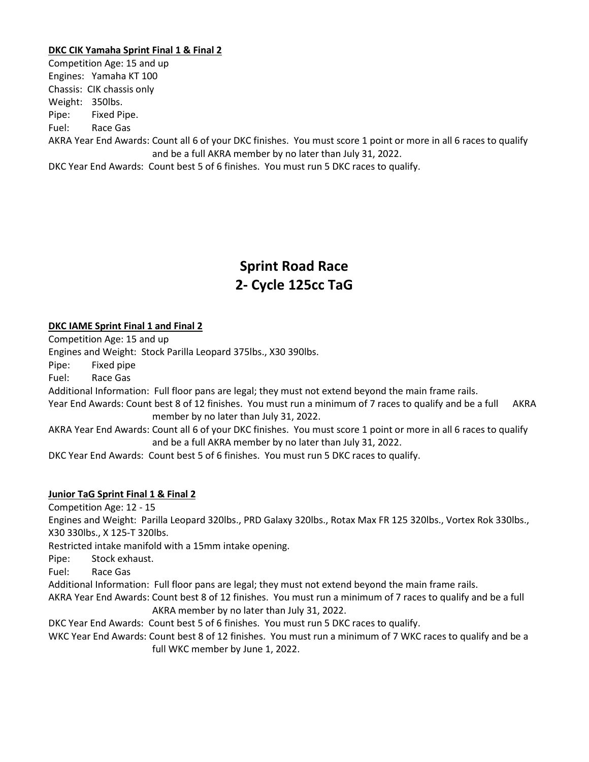**DKC CIK Yamaha Sprint Final 1 & Final 2**

Competition Age: 15 and up
Engines: Yamaha KT 100
Chassis: CIK chassis only
Weight: 350lbs.
Pipe: Fixed Pipe.
Fuel: Race Gas
AKRA Year End Awards: Count all 6 of your DKC finishes. You must score 1 point or more in all 6 races to qualify and be a full AKRA member by no later than July 31, 2022.
DKC Year End Awards: Count best 5 of 6 finishes. You must run 5 DKC races to qualify.

# Sprint Road Race
# 2- Cycle 125cc TaG

**DKC IAME Sprint Final 1 and Final 2**

Competition Age: 15 and up
Engines and Weight: Stock Parilla Leopard 375lbs., X30 390lbs.
Pipe: Fixed pipe
Fuel: Race Gas
Additional Information: Full floor pans are legal; they must not extend beyond the main frame rails.
Year End Awards: Count best 8 of 12 finishes. You must run a minimum of 7 races to qualify and be a full AKRA member by no later than July 31, 2022.
AKRA Year End Awards: Count all 6 of your DKC finishes. You must score 1 point or more in all 6 races to qualify and be a full AKRA member by no later than July 31, 2022.
DKC Year End Awards: Count best 5 of 6 finishes. You must run 5 DKC races to qualify.

**Junior TaG Sprint Final 1 & Final 2**

Competition Age: 12 - 15
Engines and Weight: Parilla Leopard 320lbs., PRD Galaxy 320lbs., Rotax Max FR 125 320lbs., Vortex Rok 330lbs., X30 330lbs., X 125-T 320lbs.
Restricted intake manifold with a 15mm intake opening.
Pipe: Stock exhaust.
Fuel: Race Gas
Additional Information: Full floor pans are legal; they must not extend beyond the main frame rails.
AKRA Year End Awards: Count best 8 of 12 finishes. You must run a minimum of 7 races to qualify and be a full AKRA member by no later than July 31, 2022.
DKC Year End Awards: Count best 5 of 6 finishes. You must run 5 DKC races to qualify.
WKC Year End Awards: Count best 8 of 12 finishes. You must run a minimum of 7 WKC races to qualify and be a full WKC member by June 1, 2022.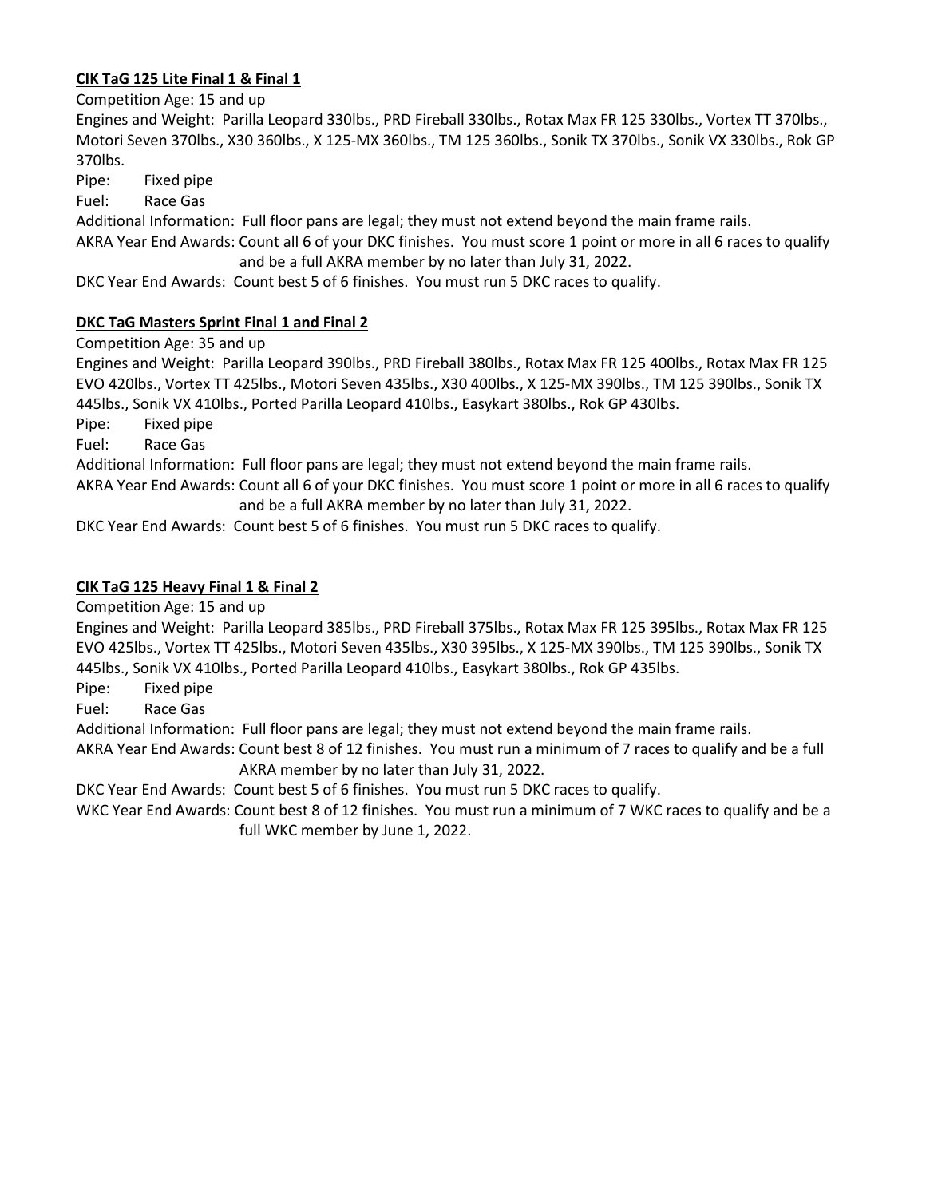**CIK TaG 125 Lite Final 1 & Final 1**

Competition Age: 15 and up

Engines and Weight: Parilla Leopard 330lbs., PRD Fireball 330lbs., Rotax Max FR 125 330lbs., Vortex TT 370lbs., Motori Seven 370lbs., X30 360lbs., X 125-MX 360lbs., TM 125 360lbs., Sonik TX 370lbs., Sonik VX 330lbs., Rok GP 370lbs.

Pipe: Fixed pipe

Fuel: Race Gas

Additional Information: Full floor pans are legal; they must not extend beyond the main frame rails.

AKRA Year End Awards: Count all 6 of your DKC finishes. You must score 1 point or more in all 6 races to qualify and be a full AKRA member by no later than July 31, 2022.

DKC Year End Awards: Count best 5 of 6 finishes. You must run 5 DKC races to qualify.

**DKC TaG Masters Sprint Final 1 and Final 2**

Competition Age: 35 and up

Engines and Weight: Parilla Leopard 390lbs., PRD Fireball 380lbs., Rotax Max FR 125 400lbs., Rotax Max FR 125 EVO 420lbs., Vortex TT 425lbs., Motori Seven 435lbs., X30 400lbs., X 125-MX 390lbs., TM 125 390lbs., Sonik TX 445lbs., Sonik VX 410lbs., Ported Parilla Leopard 410lbs., Easykart 380lbs., Rok GP 430lbs.

Pipe: Fixed pipe

Fuel: Race Gas

Additional Information: Full floor pans are legal; they must not extend beyond the main frame rails.

AKRA Year End Awards: Count all 6 of your DKC finishes. You must score 1 point or more in all 6 races to qualify and be a full AKRA member by no later than July 31, 2022.

DKC Year End Awards: Count best 5 of 6 finishes. You must run 5 DKC races to qualify.

**CIK TaG 125 Heavy Final 1 & Final 2**

Competition Age: 15 and up

Engines and Weight: Parilla Leopard 385lbs., PRD Fireball 375lbs., Rotax Max FR 125 395lbs., Rotax Max FR 125 EVO 425lbs., Vortex TT 425lbs., Motori Seven 435lbs., X30 395lbs., X 125-MX 390lbs., TM 125 390lbs., Sonik TX 445lbs., Sonik VX 410lbs., Ported Parilla Leopard 410lbs., Easykart 380lbs., Rok GP 435lbs.

Pipe: Fixed pipe

Fuel: Race Gas

Additional Information: Full floor pans are legal; they must not extend beyond the main frame rails.

AKRA Year End Awards: Count best 8 of 12 finishes. You must run a minimum of 7 races to qualify and be a full AKRA member by no later than July 31, 2022.

DKC Year End Awards: Count best 5 of 6 finishes. You must run 5 DKC races to qualify.

WKC Year End Awards: Count best 8 of 12 finishes. You must run a minimum of 7 WKC races to qualify and be a full WKC member by June 1, 2022.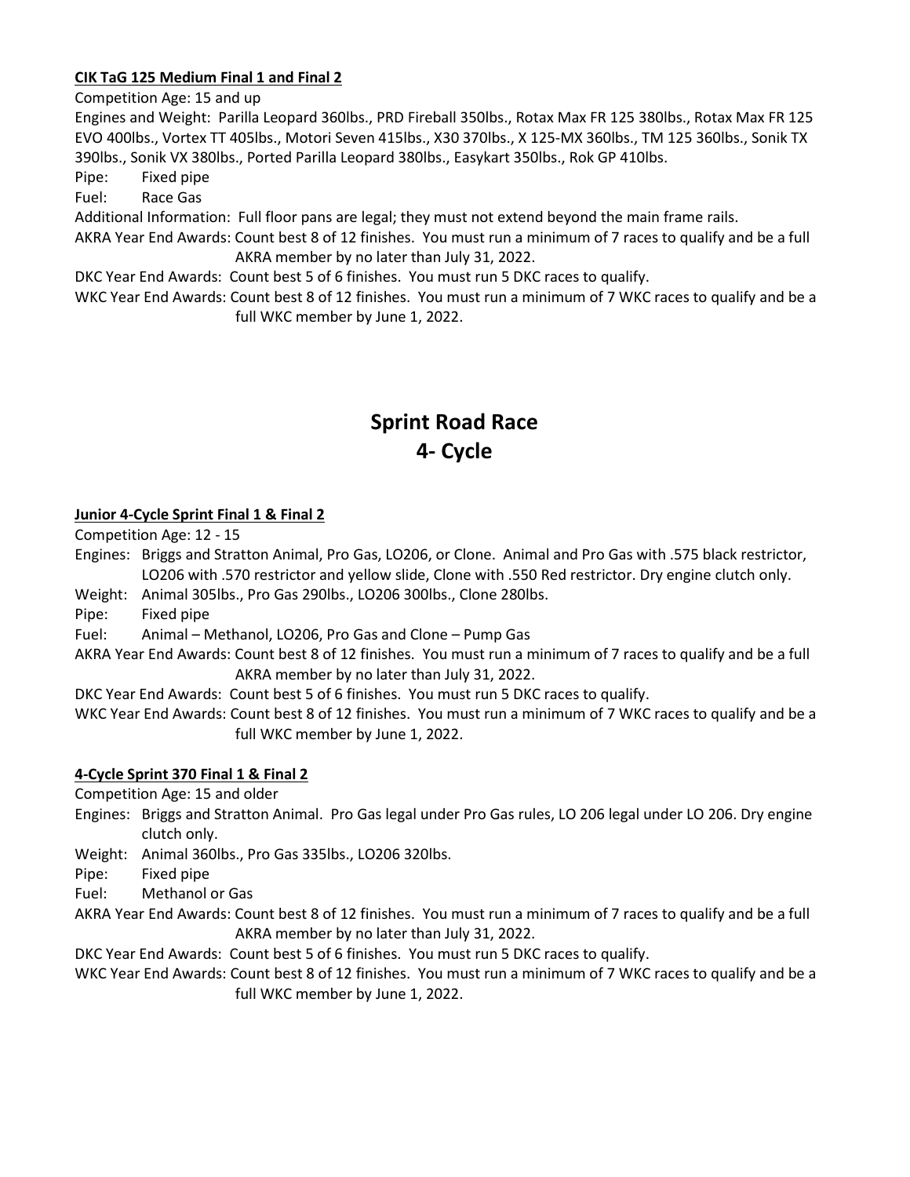**CIK TaG 125 Medium Final 1 and Final 2**

Competition Age: 15 and up

Engines and Weight: Parilla Leopard 360lbs., PRD Fireball 350lbs., Rotax Max FR 125 380lbs., Rotax Max FR 125 EVO 400lbs., Vortex TT 405lbs., Motori Seven 415lbs., X30 370lbs., X 125-MX 360lbs., TM 125 360lbs., Sonik TX 390lbs., Sonik VX 380lbs., Ported Parilla Leopard 380lbs., Easykart 350lbs., Rok GP 410lbs.

Pipe: Fixed pipe

Fuel: Race Gas

Additional Information: Full floor pans are legal; they must not extend beyond the main frame rails.

AKRA Year End Awards: Count best 8 of 12 finishes. You must run a minimum of 7 races to qualify and be a full AKRA member by no later than July 31, 2022.

DKC Year End Awards: Count best 5 of 6 finishes. You must run 5 DKC races to qualify.

WKC Year End Awards: Count best 8 of 12 finishes. You must run a minimum of 7 WKC races to qualify and be a full WKC member by June 1, 2022.

# Sprint Road Race
# 4- Cycle

**Junior 4-Cycle Sprint Final 1 & Final 2**

Competition Age: 12 - 15

Engines: Briggs and Stratton Animal, Pro Gas, LO206, or Clone. Animal and Pro Gas with .575 black restrictor, LO206 with .570 restrictor and yellow slide, Clone with .550 Red restrictor. Dry engine clutch only.

Weight: Animal 305lbs., Pro Gas 290lbs., LO206 300lbs., Clone 280lbs.

Pipe: Fixed pipe

Fuel: Animal – Methanol, LO206, Pro Gas and Clone – Pump Gas

AKRA Year End Awards: Count best 8 of 12 finishes. You must run a minimum of 7 races to qualify and be a full AKRA member by no later than July 31, 2022.

DKC Year End Awards: Count best 5 of 6 finishes. You must run 5 DKC races to qualify.

WKC Year End Awards: Count best 8 of 12 finishes. You must run a minimum of 7 WKC races to qualify and be a full WKC member by June 1, 2022.

**4-Cycle Sprint 370 Final 1 & Final 2**

Competition Age: 15 and older

Engines: Briggs and Stratton Animal. Pro Gas legal under Pro Gas rules, LO 206 legal under LO 206. Dry engine clutch only.

Weight: Animal 360lbs., Pro Gas 335lbs., LO206 320lbs.

Pipe: Fixed pipe

Fuel: Methanol or Gas

AKRA Year End Awards: Count best 8 of 12 finishes. You must run a minimum of 7 races to qualify and be a full AKRA member by no later than July 31, 2022.

DKC Year End Awards: Count best 5 of 6 finishes. You must run 5 DKC races to qualify.

WKC Year End Awards: Count best 8 of 12 finishes. You must run a minimum of 7 WKC races to qualify and be a full WKC member by June 1, 2022.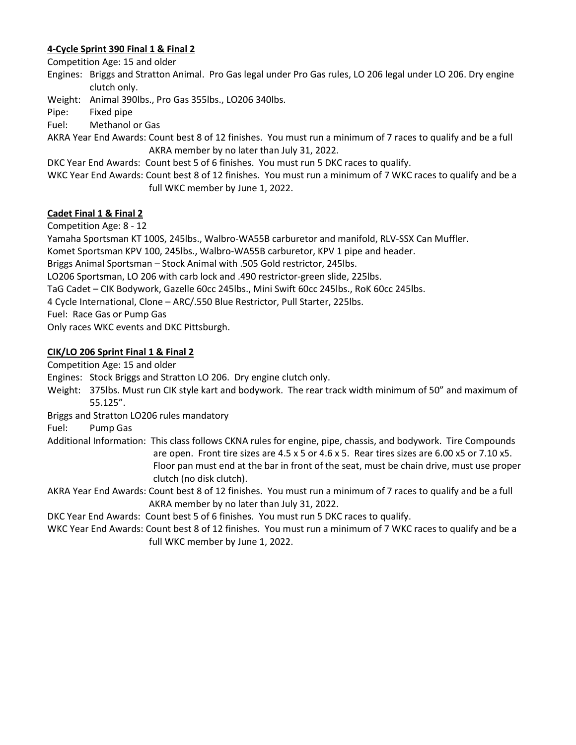**4-Cycle Sprint 390 Final 1 & Final 2**

Competition Age: 15 and older

Engines: Briggs and Stratton Animal. Pro Gas legal under Pro Gas rules, LO 206 legal under LO 206. Dry engine clutch only.

Weight: Animal 390lbs., Pro Gas 355lbs., LO206 340lbs.

Pipe: Fixed pipe

Fuel: Methanol or Gas

AKRA Year End Awards: Count best 8 of 12 finishes. You must run a minimum of 7 races to qualify and be a full AKRA member by no later than July 31, 2022.

DKC Year End Awards: Count best 5 of 6 finishes. You must run 5 DKC races to qualify.

WKC Year End Awards: Count best 8 of 12 finishes. You must run a minimum of 7 WKC races to qualify and be a full WKC member by June 1, 2022.

**Cadet Final 1 & Final 2**

Competition Age: 8 - 12

Yamaha Sportsman KT 100S, 245lbs., Walbro-WA55B carburetor and manifold, RLV-SSX Can Muffler.

Komet Sportsman KPV 100, 245lbs., Walbro-WA55B carburetor, KPV 1 pipe and header.

Briggs Animal Sportsman – Stock Animal with .505 Gold restrictor, 245lbs.

LO206 Sportsman, LO 206 with carb lock and .490 restrictor-green slide, 225lbs.

TaG Cadet – CIK Bodywork, Gazelle 60cc 245lbs., Mini Swift 60cc 245lbs., RoK 60cc 245lbs.

4 Cycle International, Clone – ARC/.550 Blue Restrictor, Pull Starter, 225lbs.

Fuel: Race Gas or Pump Gas

Only races WKC events and DKC Pittsburgh.

**CIK/LO 206 Sprint Final 1 & Final 2**

Competition Age: 15 and older

Engines: Stock Briggs and Stratton LO 206. Dry engine clutch only.

Weight: 375lbs. Must run CIK style kart and bodywork. The rear track width minimum of 50" and maximum of 55.125".

Briggs and Stratton LO206 rules mandatory

Fuel: Pump Gas

Additional Information: This class follows CKNA rules for engine, pipe, chassis, and bodywork. Tire Compounds are open. Front tire sizes are 4.5 x 5 or 4.6 x 5. Rear tires sizes are 6.00 x5 or 7.10 x5. Floor pan must end at the bar in front of the seat, must be chain drive, must use proper clutch (no disk clutch).

AKRA Year End Awards: Count best 8 of 12 finishes. You must run a minimum of 7 races to qualify and be a full AKRA member by no later than July 31, 2022.

DKC Year End Awards: Count best 5 of 6 finishes. You must run 5 DKC races to qualify.

WKC Year End Awards: Count best 8 of 12 finishes. You must run a minimum of 7 WKC races to qualify and be a full WKC member by June 1, 2022.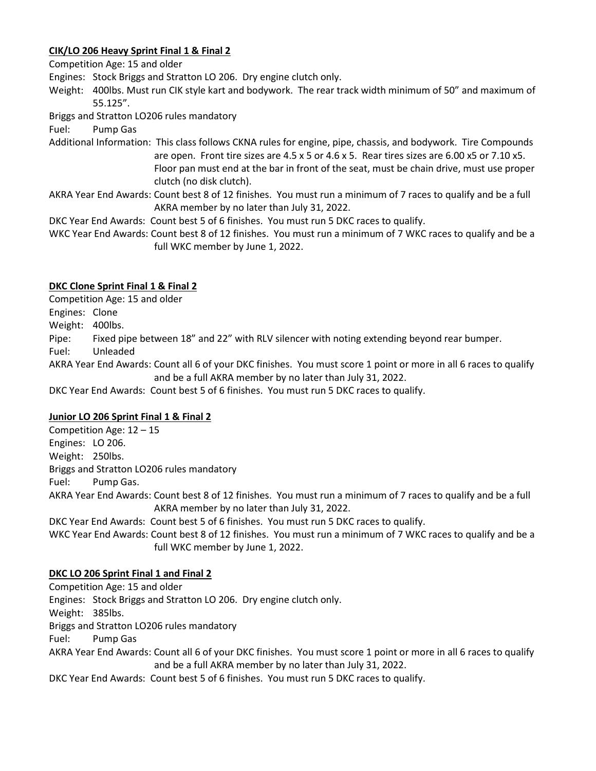**CIK/LO 206 Heavy Sprint Final 1 & Final 2**

Competition Age: 15 and older

Engines: Stock Briggs and Stratton LO 206. Dry engine clutch only.

Weight: 400lbs. Must run CIK style kart and bodywork. The rear track width minimum of 50" and maximum of 55.125".

Briggs and Stratton LO206 rules mandatory

Fuel: Pump Gas

Additional Information: This class follows CKNA rules for engine, pipe, chassis, and bodywork. Tire Compounds are open. Front tire sizes are 4.5 x 5 or 4.6 x 5. Rear tires sizes are 6.00 x5 or 7.10 x5. Floor pan must end at the bar in front of the seat, must be chain drive, must use proper clutch (no disk clutch).

AKRA Year End Awards: Count best 8 of 12 finishes. You must run a minimum of 7 races to qualify and be a full AKRA member by no later than July 31, 2022.

DKC Year End Awards: Count best 5 of 6 finishes. You must run 5 DKC races to qualify.

WKC Year End Awards: Count best 8 of 12 finishes. You must run a minimum of 7 WKC races to qualify and be a full WKC member by June 1, 2022.

**DKC Clone Sprint Final 1 & Final 2**

Competition Age: 15 and older

Engines: Clone

Weight: 400lbs.

Pipe: Fixed pipe between 18" and 22" with RLV silencer with noting extending beyond rear bumper.

Fuel: Unleaded

AKRA Year End Awards: Count all 6 of your DKC finishes. You must score 1 point or more in all 6 races to qualify and be a full AKRA member by no later than July 31, 2022.

DKC Year End Awards: Count best 5 of 6 finishes. You must run 5 DKC races to qualify.

**Junior LO 206 Sprint Final 1 & Final 2**

Competition Age: 12 – 15

Engines: LO 206.

Weight: 250lbs.

Briggs and Stratton LO206 rules mandatory

Fuel: Pump Gas.

AKRA Year End Awards: Count best 8 of 12 finishes. You must run a minimum of 7 races to qualify and be a full AKRA member by no later than July 31, 2022.

DKC Year End Awards: Count best 5 of 6 finishes. You must run 5 DKC races to qualify.

WKC Year End Awards: Count best 8 of 12 finishes. You must run a minimum of 7 WKC races to qualify and be a full WKC member by June 1, 2022.

**DKC LO 206 Sprint Final 1 and Final 2**

Competition Age: 15 and older

Engines: Stock Briggs and Stratton LO 206. Dry engine clutch only.

Weight: 385lbs.

Briggs and Stratton LO206 rules mandatory

Fuel: Pump Gas

AKRA Year End Awards: Count all 6 of your DKC finishes. You must score 1 point or more in all 6 races to qualify and be a full AKRA member by no later than July 31, 2022.

DKC Year End Awards: Count best 5 of 6 finishes. You must run 5 DKC races to qualify.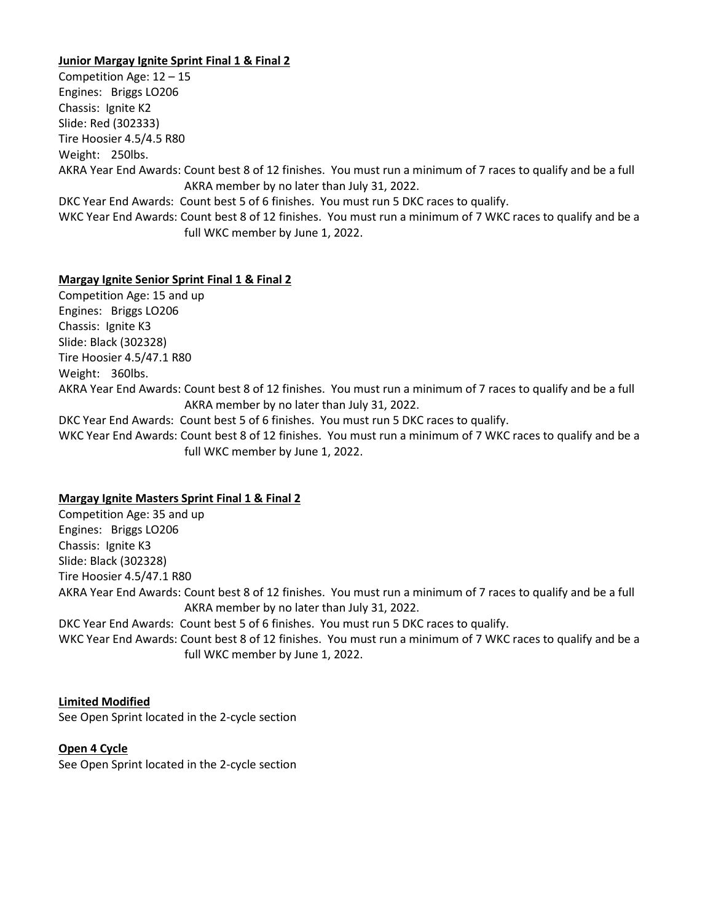**Junior Margay Ignite Sprint Final 1 & Final 2**

Competition Age: 12 – 15
Engines: Briggs LO206
Chassis: Ignite K2
Slide: Red (302333)
Tire Hoosier 4.5/4.5 R80
Weight: 250lbs.
AKRA Year End Awards: Count best 8 of 12 finishes. You must run a minimum of 7 races to qualify and be a full AKRA member by no later than July 31, 2022.
DKC Year End Awards: Count best 5 of 6 finishes. You must run 5 DKC races to qualify.
WKC Year End Awards: Count best 8 of 12 finishes. You must run a minimum of 7 WKC races to qualify and be a full WKC member by June 1, 2022.

**Margay Ignite Senior Sprint Final 1 & Final 2**

Competition Age: 15 and up
Engines: Briggs LO206
Chassis: Ignite K3
Slide: Black (302328)
Tire Hoosier 4.5/47.1 R80
Weight: 360lbs.
AKRA Year End Awards: Count best 8 of 12 finishes. You must run a minimum of 7 races to qualify and be a full AKRA member by no later than July 31, 2022.
DKC Year End Awards: Count best 5 of 6 finishes. You must run 5 DKC races to qualify.
WKC Year End Awards: Count best 8 of 12 finishes. You must run a minimum of 7 WKC races to qualify and be a full WKC member by June 1, 2022.

**Margay Ignite Masters Sprint Final 1 & Final 2**

Competition Age: 35 and up
Engines: Briggs LO206
Chassis: Ignite K3
Slide: Black (302328)
Tire Hoosier 4.5/47.1 R80
AKRA Year End Awards: Count best 8 of 12 finishes. You must run a minimum of 7 races to qualify and be a full AKRA member by no later than July 31, 2022.
DKC Year End Awards: Count best 5 of 6 finishes. You must run 5 DKC races to qualify.
WKC Year End Awards: Count best 8 of 12 finishes. You must run a minimum of 7 WKC races to qualify and be a full WKC member by June 1, 2022.

**Limited Modified**

See Open Sprint located in the 2-cycle section

**Open 4 Cycle**

See Open Sprint located in the 2-cycle section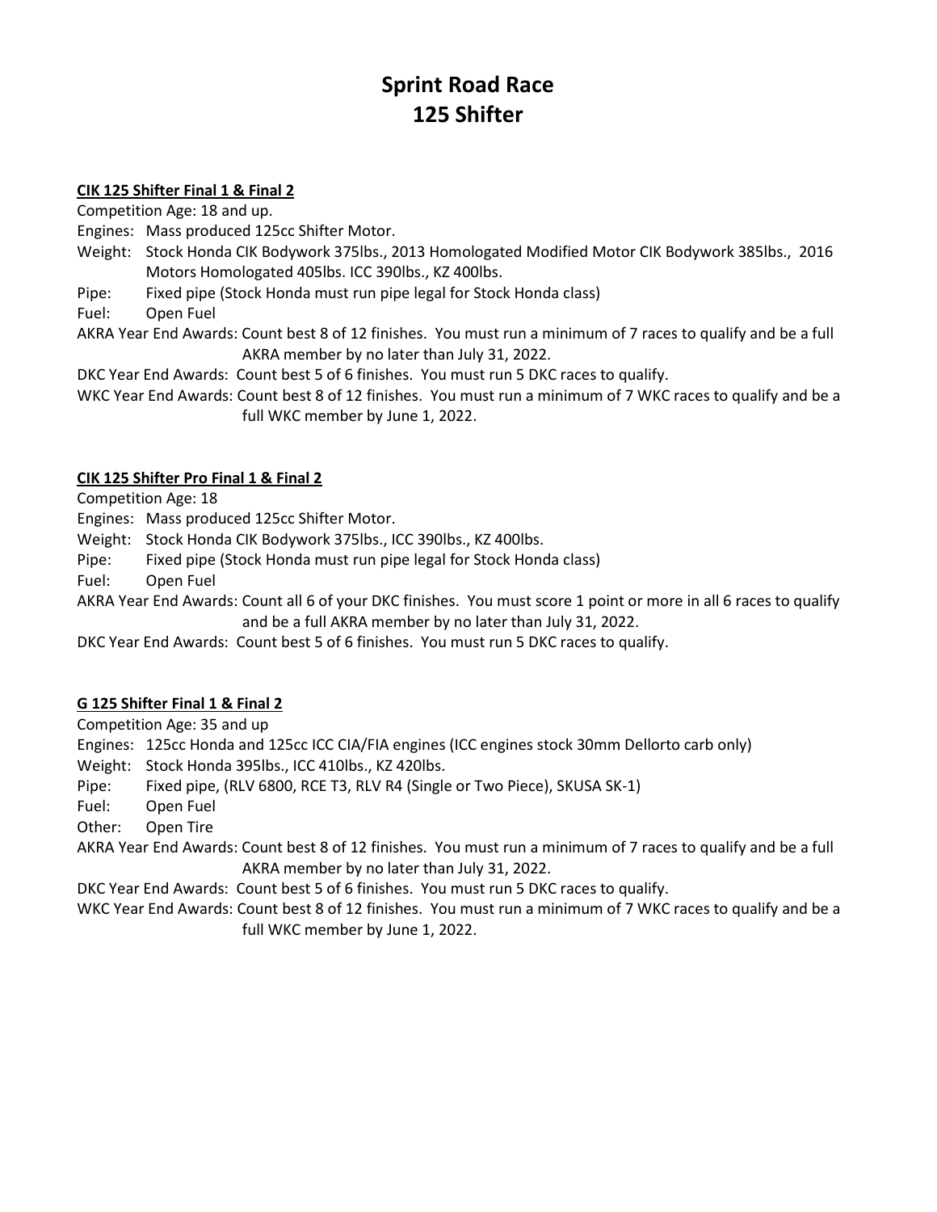# Sprint Road Race
# 125 Shifter

**CIK 125 Shifter Final 1 & Final 2**

Competition Age: 18 and up.

Engines: Mass produced 125cc Shifter Motor.

Weight: Stock Honda CIK Bodywork 375lbs., 2013 Homologated Modified Motor CIK Bodywork 385lbs., 2016 Motors Homologated 405lbs. ICC 390lbs., KZ 400lbs.

Pipe: Fixed pipe (Stock Honda must run pipe legal for Stock Honda class)

Fuel: Open Fuel

AKRA Year End Awards: Count best 8 of 12 finishes. You must run a minimum of 7 races to qualify and be a full AKRA member by no later than July 31, 2022.

DKC Year End Awards: Count best 5 of 6 finishes. You must run 5 DKC races to qualify.

WKC Year End Awards: Count best 8 of 12 finishes. You must run a minimum of 7 WKC races to qualify and be a full WKC member by June 1, 2022.

**CIK 125 Shifter Pro Final 1 & Final 2**

Competition Age: 18

Engines: Mass produced 125cc Shifter Motor.

Weight: Stock Honda CIK Bodywork 375lbs., ICC 390lbs., KZ 400lbs.

Pipe: Fixed pipe (Stock Honda must run pipe legal for Stock Honda class)

Fuel: Open Fuel

AKRA Year End Awards: Count all 6 of your DKC finishes. You must score 1 point or more in all 6 races to qualify and be a full AKRA member by no later than July 31, 2022.

DKC Year End Awards: Count best 5 of 6 finishes. You must run 5 DKC races to qualify.

**G 125 Shifter Final 1 & Final 2**

Competition Age: 35 and up

Engines: 125cc Honda and 125cc ICC CIA/FIA engines (ICC engines stock 30mm Dellorto carb only)

Weight: Stock Honda 395lbs., ICC 410lbs., KZ 420lbs.

Pipe: Fixed pipe, (RLV 6800, RCE T3, RLV R4 (Single or Two Piece), SKUSA SK-1)

Fuel: Open Fuel

Other: Open Tire

AKRA Year End Awards: Count best 8 of 12 finishes. You must run a minimum of 7 races to qualify and be a full AKRA member by no later than July 31, 2022.

DKC Year End Awards: Count best 5 of 6 finishes. You must run 5 DKC races to qualify.

WKC Year End Awards: Count best 8 of 12 finishes. You must run a minimum of 7 WKC races to qualify and be a full WKC member by June 1, 2022.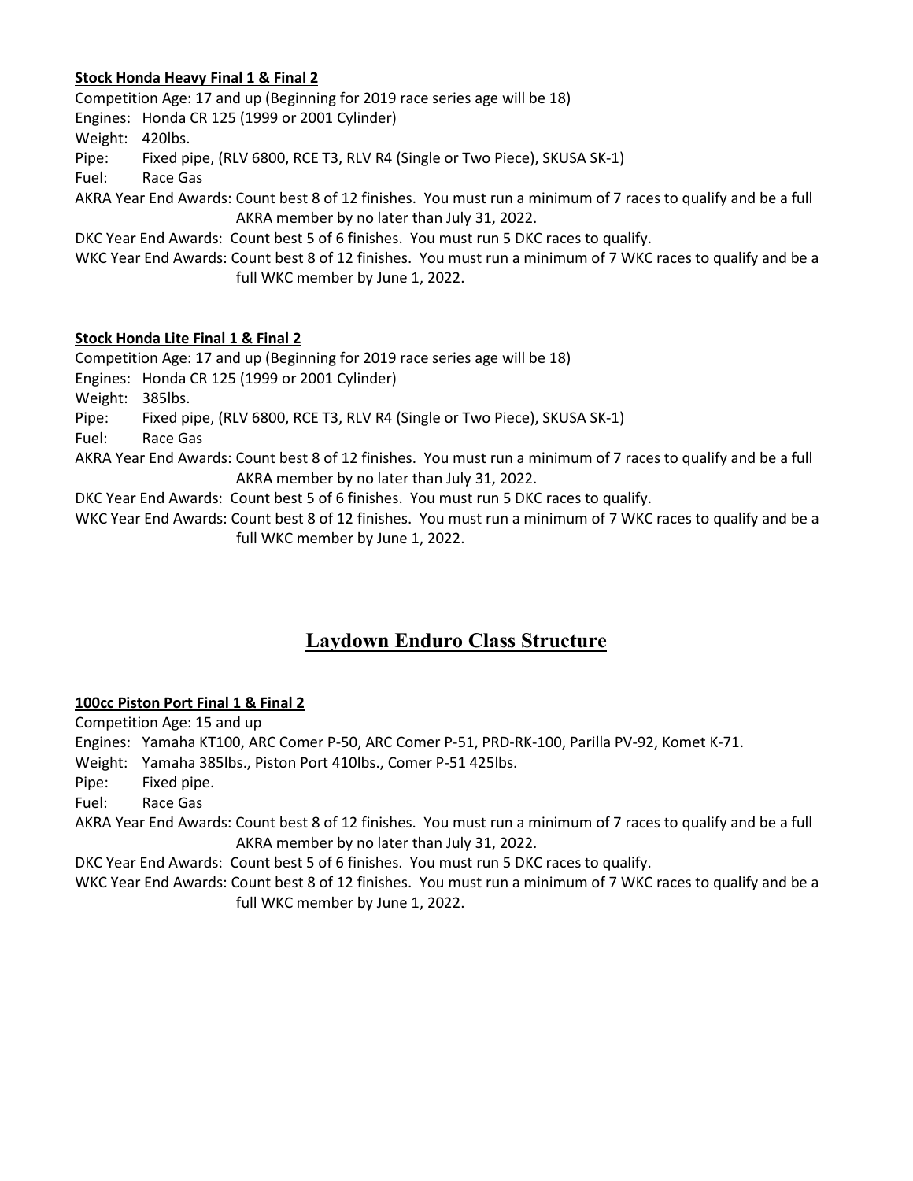**Stock Honda Heavy Final 1 & Final 2**

Competition Age: 17 and up (Beginning for 2019 race series age will be 18)
Engines: Honda CR 125 (1999 or 2001 Cylinder)
Weight: 420lbs.
Pipe: Fixed pipe, (RLV 6800, RCE T3, RLV R4 (Single or Two Piece), SKUSA SK-1)
Fuel: Race Gas
AKRA Year End Awards: Count best 8 of 12 finishes. You must run a minimum of 7 races to qualify and be a full AKRA member by no later than July 31, 2022.
DKC Year End Awards: Count best 5 of 6 finishes. You must run 5 DKC races to qualify.
WKC Year End Awards: Count best 8 of 12 finishes. You must run a minimum of 7 WKC races to qualify and be a full WKC member by June 1, 2022.

**Stock Honda Lite Final 1 & Final 2**

Competition Age: 17 and up (Beginning for 2019 race series age will be 18)
Engines: Honda CR 125 (1999 or 2001 Cylinder)
Weight: 385lbs.
Pipe: Fixed pipe, (RLV 6800, RCE T3, RLV R4 (Single or Two Piece), SKUSA SK-1)
Fuel: Race Gas
AKRA Year End Awards: Count best 8 of 12 finishes. You must run a minimum of 7 races to qualify and be a full AKRA member by no later than July 31, 2022.
DKC Year End Awards: Count best 5 of 6 finishes. You must run 5 DKC races to qualify.
WKC Year End Awards: Count best 8 of 12 finishes. You must run a minimum of 7 WKC races to qualify and be a full WKC member by June 1, 2022.

## Laydown Enduro Class Structure

**100cc Piston Port Final 1 & Final 2**

Competition Age: 15 and up
Engines: Yamaha KT100, ARC Comer P-50, ARC Comer P-51, PRD-RK-100, Parilla PV-92, Komet K-71.
Weight: Yamaha 385lbs., Piston Port 410lbs., Comer P-51 425lbs.
Pipe: Fixed pipe.
Fuel: Race Gas
AKRA Year End Awards: Count best 8 of 12 finishes. You must run a minimum of 7 races to qualify and be a full AKRA member by no later than July 31, 2022.
DKC Year End Awards: Count best 5 of 6 finishes. You must run 5 DKC races to qualify.
WKC Year End Awards: Count best 8 of 12 finishes. You must run a minimum of 7 WKC races to qualify and be a full WKC member by June 1, 2022.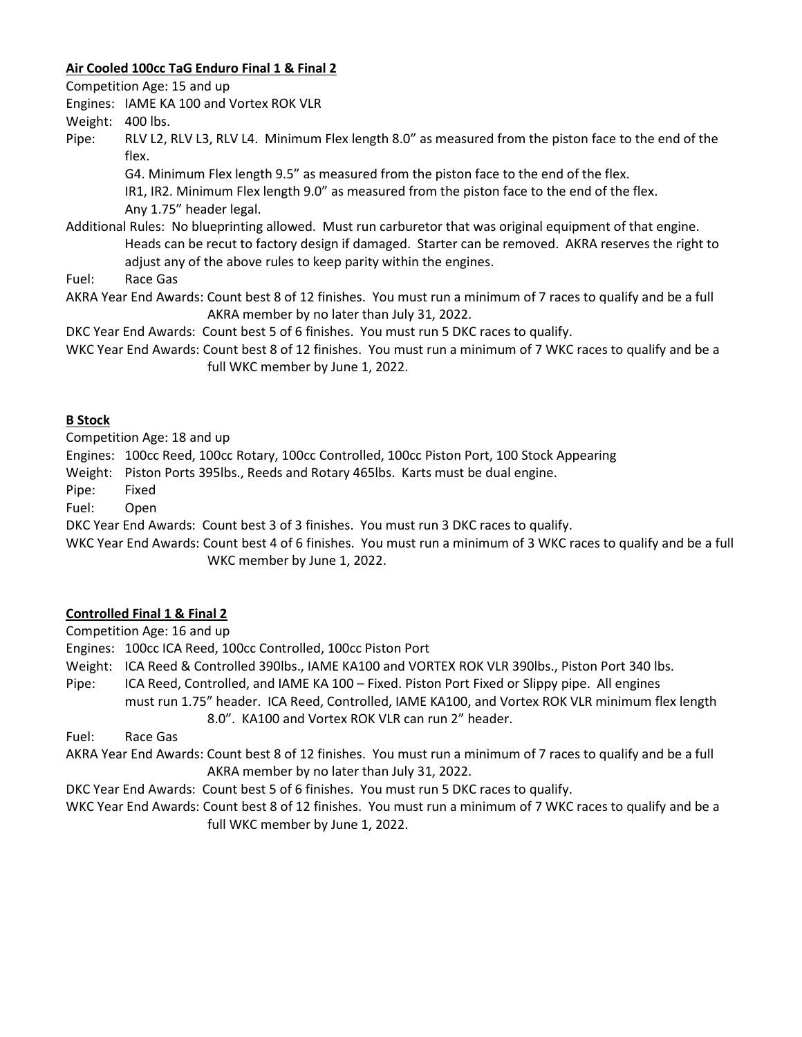**Air Cooled 100cc TaG Enduro Final 1 & Final 2**

Competition Age: 15 and up

Engines: IAME KA 100 and Vortex ROK VLR

Weight: 400 lbs.

Pipe: RLV L2, RLV L3, RLV L4. Minimum Flex length 8.0" as measured from the piston face to the end of the flex.
G4. Minimum Flex length 9.5" as measured from the piston face to the end of the flex.
IR1, IR2. Minimum Flex length 9.0" as measured from the piston face to the end of the flex.
Any 1.75" header legal.

Additional Rules: No blueprinting allowed. Must run carburetor that was original equipment of that engine. Heads can be recut to factory design if damaged. Starter can be removed. AKRA reserves the right to adjust any of the above rules to keep parity within the engines.

Fuel: Race Gas

AKRA Year End Awards: Count best 8 of 12 finishes. You must run a minimum of 7 races to qualify and be a full AKRA member by no later than July 31, 2022.

DKC Year End Awards: Count best 5 of 6 finishes. You must run 5 DKC races to qualify.

WKC Year End Awards: Count best 8 of 12 finishes. You must run a minimum of 7 WKC races to qualify and be a full WKC member by June 1, 2022.

**B Stock**

Competition Age: 18 and up

Engines: 100cc Reed, 100cc Rotary, 100cc Controlled, 100cc Piston Port, 100 Stock Appearing

Weight: Piston Ports 395lbs., Reeds and Rotary 465lbs. Karts must be dual engine.

Pipe: Fixed

Fuel: Open

DKC Year End Awards: Count best 3 of 3 finishes. You must run 3 DKC races to qualify.

WKC Year End Awards: Count best 4 of 6 finishes. You must run a minimum of 3 WKC races to qualify and be a full WKC member by June 1, 2022.

**Controlled Final 1 & Final 2**

Competition Age: 16 and up

Engines: 100cc ICA Reed, 100cc Controlled, 100cc Piston Port

Weight: ICA Reed & Controlled 390lbs., IAME KA100 and VORTEX ROK VLR 390lbs., Piston Port 340 lbs.

Pipe: ICA Reed, Controlled, and IAME KA 100 – Fixed. Piston Port Fixed or Slippy pipe. All engines must run 1.75" header. ICA Reed, Controlled, IAME KA100, and Vortex ROK VLR minimum flex length 8.0". KA100 and Vortex ROK VLR can run 2" header.

Fuel: Race Gas

AKRA Year End Awards: Count best 8 of 12 finishes. You must run a minimum of 7 races to qualify and be a full AKRA member by no later than July 31, 2022.

DKC Year End Awards: Count best 5 of 6 finishes. You must run 5 DKC races to qualify.

WKC Year End Awards: Count best 8 of 12 finishes. You must run a minimum of 7 WKC races to qualify and be a full WKC member by June 1, 2022.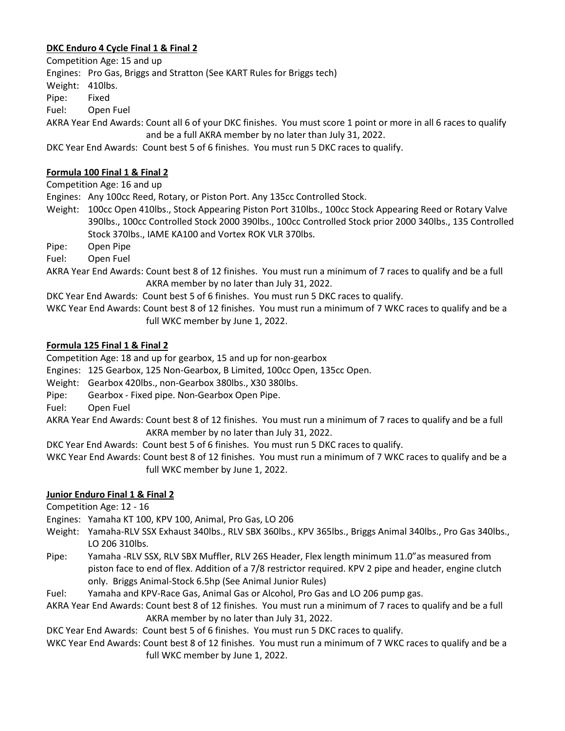**DKC Enduro 4 Cycle Final 1 & Final 2**

Competition Age: 15 and up

Engines: Pro Gas, Briggs and Stratton (See KART Rules for Briggs tech)

Weight: 410lbs.

Pipe: Fixed

Fuel: Open Fuel

AKRA Year End Awards: Count all 6 of your DKC finishes. You must score 1 point or more in all 6 races to qualify and be a full AKRA member by no later than July 31, 2022.

DKC Year End Awards: Count best 5 of 6 finishes. You must run 5 DKC races to qualify.

**Formula 100 Final 1 & Final 2**

Competition Age: 16 and up

Engines: Any 100cc Reed, Rotary, or Piston Port. Any 135cc Controlled Stock.

Weight: 100cc Open 410lbs., Stock Appearing Piston Port 310lbs., 100cc Stock Appearing Reed or Rotary Valve 390lbs., 100cc Controlled Stock 2000 390lbs., 100cc Controlled Stock prior 2000 340lbs., 135 Controlled Stock 370lbs., IAME KA100 and Vortex ROK VLR 370lbs.

Pipe: Open Pipe

Fuel: Open Fuel

AKRA Year End Awards: Count best 8 of 12 finishes. You must run a minimum of 7 races to qualify and be a full AKRA member by no later than July 31, 2022.

DKC Year End Awards: Count best 5 of 6 finishes. You must run 5 DKC races to qualify.

WKC Year End Awards: Count best 8 of 12 finishes. You must run a minimum of 7 WKC races to qualify and be a full WKC member by June 1, 2022.

**Formula 125 Final 1 & Final 2**

Competition Age: 18 and up for gearbox, 15 and up for non-gearbox

Engines: 125 Gearbox, 125 Non-Gearbox, B Limited, 100cc Open, 135cc Open.

Weight: Gearbox 420lbs., non-Gearbox 380lbs., X30 380lbs.

Pipe: Gearbox - Fixed pipe. Non-Gearbox Open Pipe.

Fuel: Open Fuel

AKRA Year End Awards: Count best 8 of 12 finishes. You must run a minimum of 7 races to qualify and be a full AKRA member by no later than July 31, 2022.

DKC Year End Awards: Count best 5 of 6 finishes. You must run 5 DKC races to qualify.

WKC Year End Awards: Count best 8 of 12 finishes. You must run a minimum of 7 WKC races to qualify and be a full WKC member by June 1, 2022.

**Junior Enduro Final 1 & Final 2**

Competition Age: 12 - 16

Engines: Yamaha KT 100, KPV 100, Animal, Pro Gas, LO 206

Weight: Yamaha-RLV SSX Exhaust 340lbs., RLV SBX 360lbs., KPV 365lbs., Briggs Animal 340lbs., Pro Gas 340lbs., LO 206 310lbs.

Pipe: Yamaha -RLV SSX, RLV SBX Muffler, RLV 26S Header, Flex length minimum 11.0"as measured from piston face to end of flex. Addition of a 7/8 restrictor required. KPV 2 pipe and header, engine clutch only. Briggs Animal-Stock 6.5hp (See Animal Junior Rules)

Fuel: Yamaha and KPV-Race Gas, Animal Gas or Alcohol, Pro Gas and LO 206 pump gas.

AKRA Year End Awards: Count best 8 of 12 finishes. You must run a minimum of 7 races to qualify and be a full AKRA member by no later than July 31, 2022.

DKC Year End Awards: Count best 5 of 6 finishes. You must run 5 DKC races to qualify.

WKC Year End Awards: Count best 8 of 12 finishes. You must run a minimum of 7 WKC races to qualify and be a full WKC member by June 1, 2022.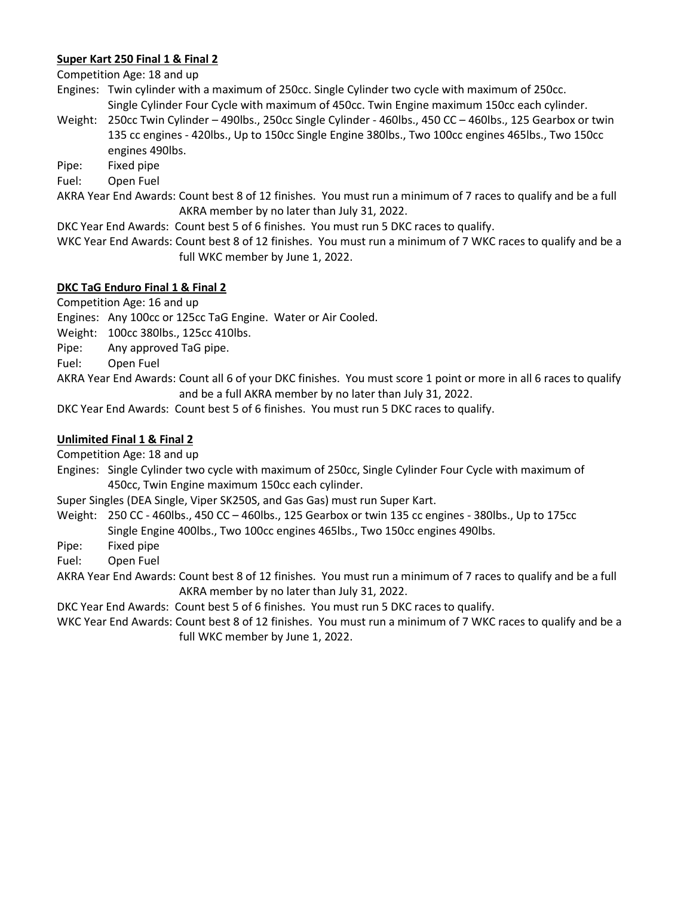**Super Kart 250 Final 1 & Final 2**

Competition Age: 18 and up

Engines: Twin cylinder with a maximum of 250cc. Single Cylinder two cycle with maximum of 250cc. Single Cylinder Four Cycle with maximum of 450cc. Twin Engine maximum 150cc each cylinder.

Weight: 250cc Twin Cylinder – 490lbs., 250cc Single Cylinder - 460lbs., 450 CC – 460lbs., 125 Gearbox or twin 135 cc engines - 420lbs., Up to 150cc Single Engine 380lbs., Two 100cc engines 465lbs., Two 150cc engines 490lbs.

Pipe: Fixed pipe

Fuel: Open Fuel

AKRA Year End Awards: Count best 8 of 12 finishes. You must run a minimum of 7 races to qualify and be a full AKRA member by no later than July 31, 2022.

DKC Year End Awards: Count best 5 of 6 finishes. You must run 5 DKC races to qualify.

WKC Year End Awards: Count best 8 of 12 finishes. You must run a minimum of 7 WKC races to qualify and be a full WKC member by June 1, 2022.

**DKC TaG Enduro Final 1 & Final 2**

Competition Age: 16 and up

Engines: Any 100cc or 125cc TaG Engine. Water or Air Cooled.

Weight: 100cc 380lbs., 125cc 410lbs.

Pipe: Any approved TaG pipe.

Fuel: Open Fuel

AKRA Year End Awards: Count all 6 of your DKC finishes. You must score 1 point or more in all 6 races to qualify and be a full AKRA member by no later than July 31, 2022.

DKC Year End Awards: Count best 5 of 6 finishes. You must run 5 DKC races to qualify.

**Unlimited Final 1 & Final 2**

Competition Age: 18 and up

Engines: Single Cylinder two cycle with maximum of 250cc, Single Cylinder Four Cycle with maximum of 450cc, Twin Engine maximum 150cc each cylinder.

Super Singles (DEA Single, Viper SK250S, and Gas Gas) must run Super Kart.

Weight: 250 CC - 460lbs., 450 CC – 460lbs., 125 Gearbox or twin 135 cc engines - 380lbs., Up to 175cc Single Engine 400lbs., Two 100cc engines 465lbs., Two 150cc engines 490lbs.

Pipe: Fixed pipe

Fuel: Open Fuel

AKRA Year End Awards: Count best 8 of 12 finishes. You must run a minimum of 7 races to qualify and be a full AKRA member by no later than July 31, 2022.

DKC Year End Awards: Count best 5 of 6 finishes. You must run 5 DKC races to qualify.

WKC Year End Awards: Count best 8 of 12 finishes. You must run a minimum of 7 WKC races to qualify and be a full WKC member by June 1, 2022.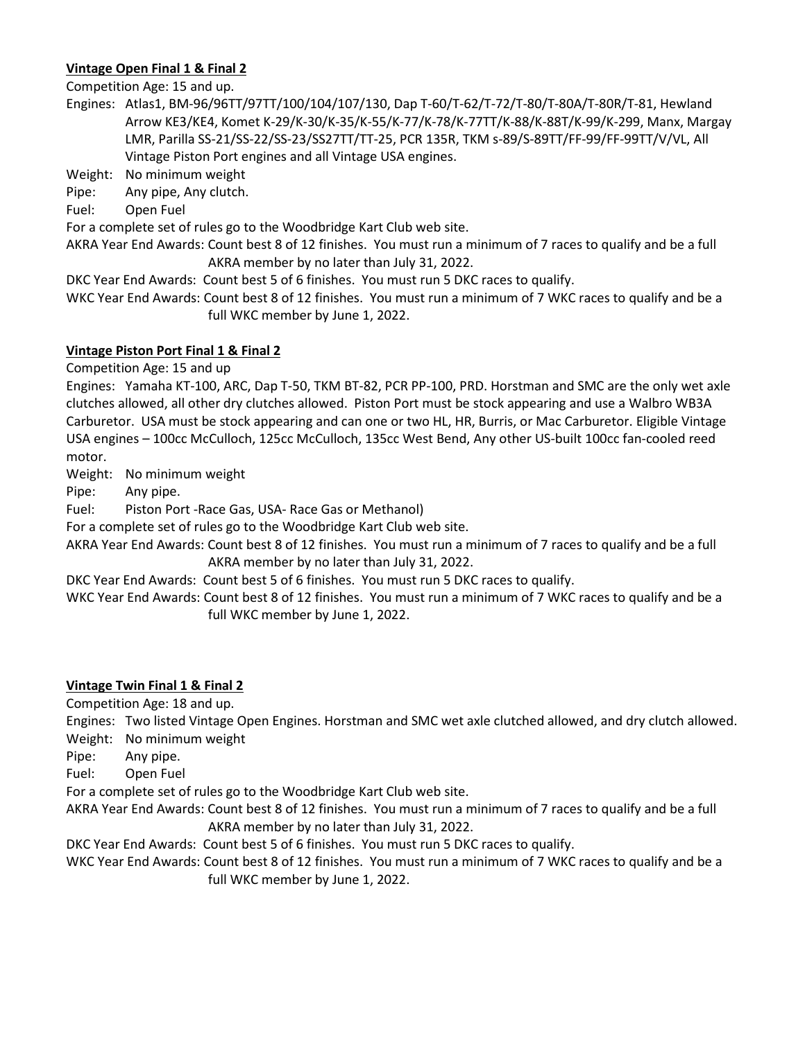**Vintage Open Final 1 & Final 2**

Competition Age: 15 and up.

Engines: Atlas1, BM-96/96TT/97TT/100/104/107/130, Dap T-60/T-62/T-72/T-80/T-80A/T-80R/T-81, Hewland Arrow KE3/KE4, Komet K-29/K-30/K-35/K-55/K-77/K-78/K-77TT/K-88/K-88T/K-99/K-299, Manx, Margay LMR, Parilla SS-21/SS-22/SS-23/SS27TT/TT-25, PCR 135R, TKM s-89/S-89TT/FF-99/FF-99TT/V/VL, All Vintage Piston Port engines and all Vintage USA engines.

Weight: No minimum weight

Pipe: Any pipe, Any clutch.

Fuel: Open Fuel

For a complete set of rules go to the Woodbridge Kart Club web site.

AKRA Year End Awards: Count best 8 of 12 finishes. You must run a minimum of 7 races to qualify and be a full AKRA member by no later than July 31, 2022.

DKC Year End Awards: Count best 5 of 6 finishes. You must run 5 DKC races to qualify.

WKC Year End Awards: Count best 8 of 12 finishes. You must run a minimum of 7 WKC races to qualify and be a full WKC member by June 1, 2022.

**Vintage Piston Port Final 1 & Final 2**

Competition Age: 15 and up

Engines: Yamaha KT-100, ARC, Dap T-50, TKM BT-82, PCR PP-100, PRD. Horstman and SMC are the only wet axle clutches allowed, all other dry clutches allowed. Piston Port must be stock appearing and use a Walbro WB3A Carburetor. USA must be stock appearing and can one or two HL, HR, Burris, or Mac Carburetor. Eligible Vintage USA engines – 100cc McCulloch, 125cc McCulloch, 135cc West Bend, Any other US-built 100cc fan-cooled reed motor.

Weight: No minimum weight

Pipe: Any pipe.

Fuel: Piston Port -Race Gas, USA- Race Gas or Methanol)

For a complete set of rules go to the Woodbridge Kart Club web site.

AKRA Year End Awards: Count best 8 of 12 finishes. You must run a minimum of 7 races to qualify and be a full AKRA member by no later than July 31, 2022.

DKC Year End Awards: Count best 5 of 6 finishes. You must run 5 DKC races to qualify.

WKC Year End Awards: Count best 8 of 12 finishes. You must run a minimum of 7 WKC races to qualify and be a full WKC member by June 1, 2022.

**Vintage Twin Final 1 & Final 2**

Competition Age: 18 and up.

Engines: Two listed Vintage Open Engines. Horstman and SMC wet axle clutched allowed, and dry clutch allowed.

Weight: No minimum weight

Pipe: Any pipe.

Fuel: Open Fuel

For a complete set of rules go to the Woodbridge Kart Club web site.

AKRA Year End Awards: Count best 8 of 12 finishes. You must run a minimum of 7 races to qualify and be a full AKRA member by no later than July 31, 2022.

DKC Year End Awards: Count best 5 of 6 finishes. You must run 5 DKC races to qualify.

WKC Year End Awards: Count best 8 of 12 finishes. You must run a minimum of 7 WKC races to qualify and be a full WKC member by June 1, 2022.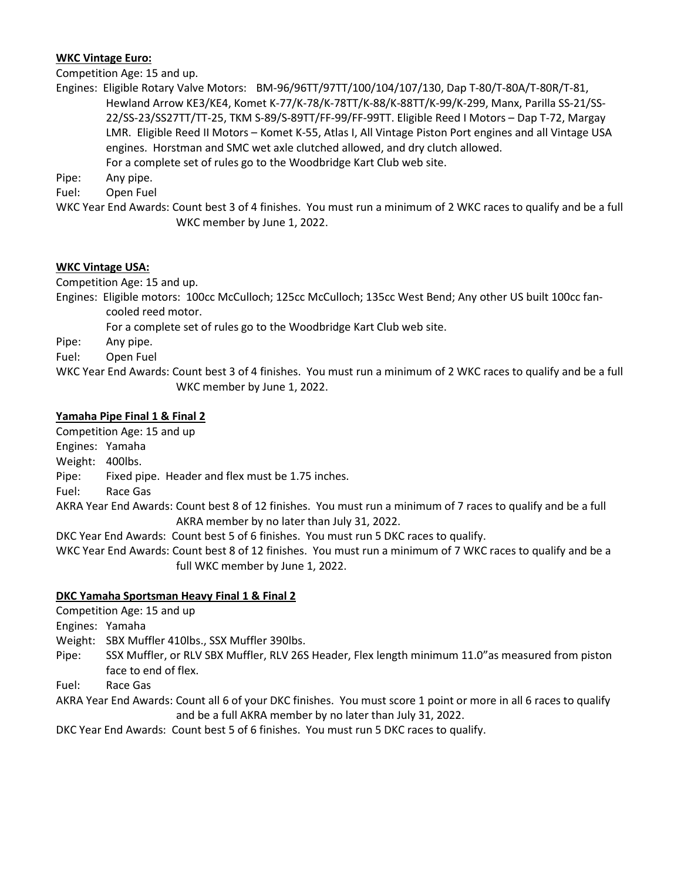**WKC Vintage Euro:**

Competition Age: 15 and up.

Engines: Eligible Rotary Valve Motors: BM-96/96TT/97TT/100/104/107/130, Dap T-80/T-80A/T-80R/T-81, Hewland Arrow KE3/KE4, Komet K-77/K-78/K-78TT/K-88/K-88TT/K-99/K-299, Manx, Parilla SS-21/SS-22/SS-23/SS27TT/TT-25, TKM S-89/S-89TT/FF-99/FF-99TT. Eligible Reed I Motors – Dap T-72, Margay LMR. Eligible Reed II Motors – Komet K-55, Atlas I, All Vintage Piston Port engines and all Vintage USA engines. Horstman and SMC wet axle clutched allowed, and dry clutch allowed.
For a complete set of rules go to the Woodbridge Kart Club web site.

Pipe: Any pipe.

Fuel: Open Fuel

WKC Year End Awards: Count best 3 of 4 finishes. You must run a minimum of 2 WKC races to qualify and be a full WKC member by June 1, 2022.

**WKC Vintage USA:**

Competition Age: 15 and up.

Engines: Eligible motors: 100cc McCulloch; 125cc McCulloch; 135cc West Bend; Any other US built 100cc fan-cooled reed motor.
For a complete set of rules go to the Woodbridge Kart Club web site.

Pipe: Any pipe.

Fuel: Open Fuel

WKC Year End Awards: Count best 3 of 4 finishes. You must run a minimum of 2 WKC races to qualify and be a full WKC member by June 1, 2022.

**Yamaha Pipe Final 1 & Final 2**

Competition Age: 15 and up

Engines: Yamaha

Weight: 400lbs.

Pipe: Fixed pipe. Header and flex must be 1.75 inches.

Fuel: Race Gas

AKRA Year End Awards: Count best 8 of 12 finishes. You must run a minimum of 7 races to qualify and be a full AKRA member by no later than July 31, 2022.

DKC Year End Awards: Count best 5 of 6 finishes. You must run 5 DKC races to qualify.

WKC Year End Awards: Count best 8 of 12 finishes. You must run a minimum of 7 WKC races to qualify and be a full WKC member by June 1, 2022.

**DKC Yamaha Sportsman Heavy Final 1 & Final 2**

Competition Age: 15 and up

Engines: Yamaha

Weight: SBX Muffler 410lbs., SSX Muffler 390lbs.

Pipe: SSX Muffler, or RLV SBX Muffler, RLV 26S Header, Flex length minimum 11.0"as measured from piston face to end of flex.

Fuel: Race Gas

AKRA Year End Awards: Count all 6 of your DKC finishes. You must score 1 point or more in all 6 races to qualify and be a full AKRA member by no later than July 31, 2022.

DKC Year End Awards: Count best 5 of 6 finishes. You must run 5 DKC races to qualify.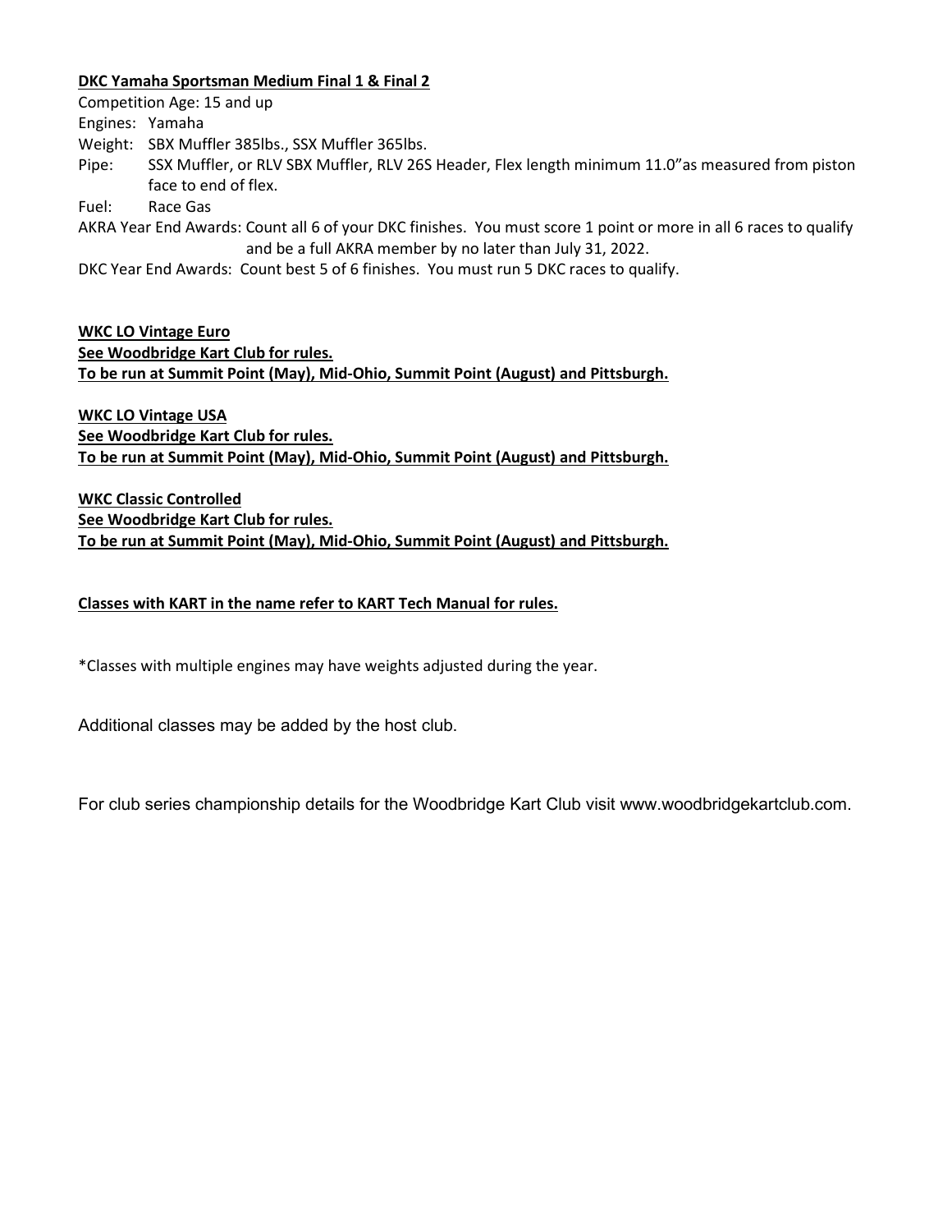**<u>DKC Yamaha Sportsman Medium Final 1 & Final 2</u>**

Competition Age: 15 and up

Engines: Yamaha

Weight: SBX Muffler 385lbs., SSX Muffler 365lbs.

Pipe: SSX Muffler, or RLV SBX Muffler, RLV 26S Header, Flex length minimum 11.0"as measured from piston face to end of flex.

Fuel: Race Gas

AKRA Year End Awards: Count all 6 of your DKC finishes. You must score 1 point or more in all 6 races to qualify and be a full AKRA member by no later than July 31, 2022.

DKC Year End Awards: Count best 5 of 6 finishes. You must run 5 DKC races to qualify.

**<u>WKC LO Vintage Euro</u>**
**<u>See Woodbridge Kart Club for rules.</u>**
**<u>To be run at Summit Point (May), Mid-Ohio, Summit Point (August) and Pittsburgh.</u>**

**<u>WKC LO Vintage USA</u>**
**<u>See Woodbridge Kart Club for rules.</u>**
**<u>To be run at Summit Point (May), Mid-Ohio, Summit Point (August) and Pittsburgh.</u>**

**<u>WKC Classic Controlled</u>**
**<u>See Woodbridge Kart Club for rules.</u>**
**<u>To be run at Summit Point (May), Mid-Ohio, Summit Point (August) and Pittsburgh.</u>**

**<u>Classes with KART in the name refer to KART Tech Manual for rules.</u>**

*Classes with multiple engines may have weights adjusted during the year.

Additional classes may be added by the host club.

For club series championship details for the Woodbridge Kart Club visit www.woodbridgekartclub.com.